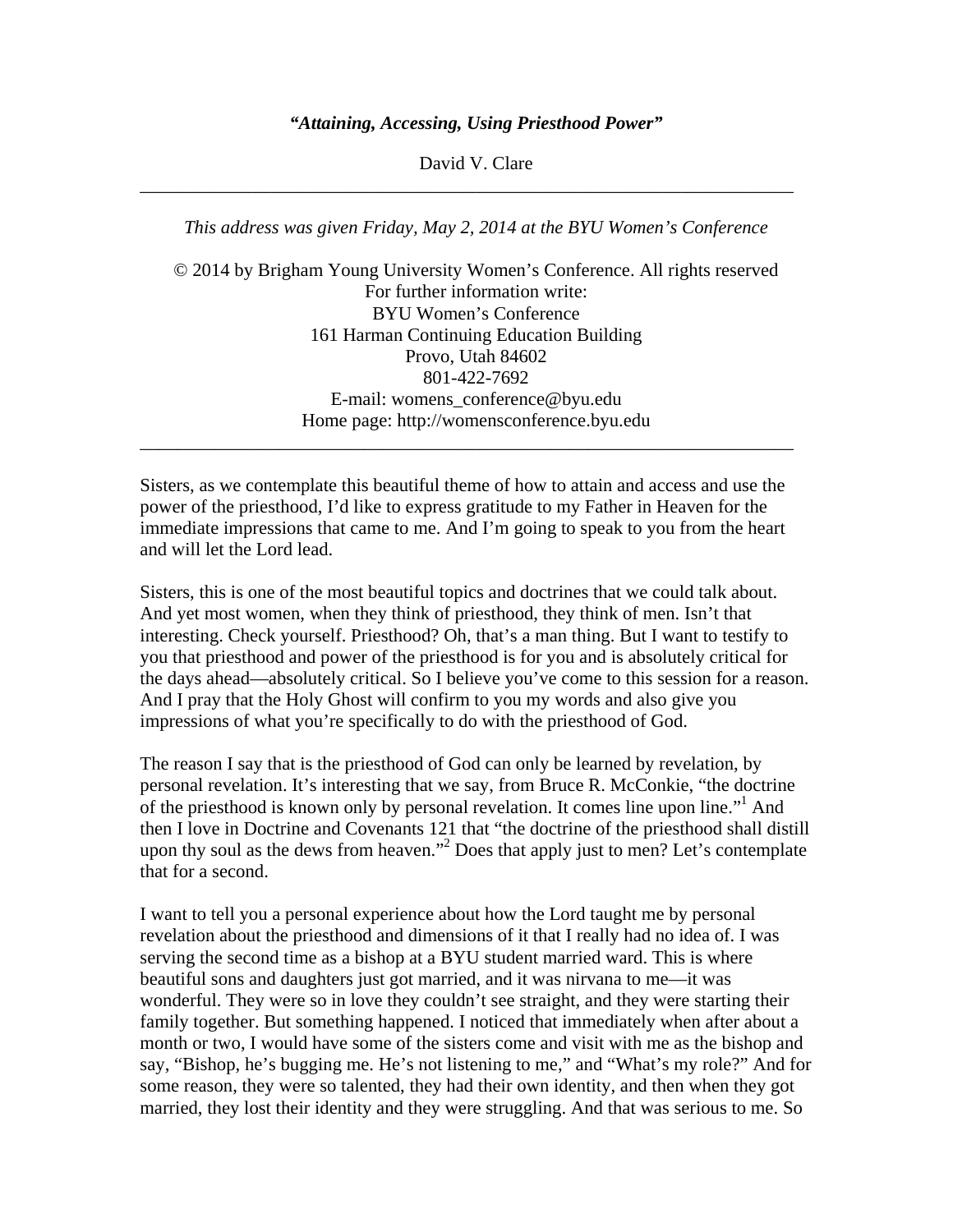***"Attaining, Accessing, Using Priesthood Power"***

David V. Clare

---

*This address was given Friday, May 2, 2014 at the BYU Women's Conference*

© 2014 by Brigham Young University Women's Conference. All rights reserved
For further information write:
BYU Women's Conference
161 Harman Continuing Education Building
Provo, Utah 84602
801-422-7692
E-mail: womens_conference@byu.edu
Home page: http://womensconference.byu.edu

---

Sisters, as we contemplate this beautiful theme of how to attain and access and use the power of the priesthood, I'd like to express gratitude to my Father in Heaven for the immediate impressions that came to me. And I'm going to speak to you from the heart and will let the Lord lead.

Sisters, this is one of the most beautiful topics and doctrines that we could talk about. And yet most women, when they think of priesthood, they think of men. Isn't that interesting. Check yourself. Priesthood? Oh, that's a man thing. But I want to testify to you that priesthood and power of the priesthood is for you and is absolutely critical for the days ahead—absolutely critical. So I believe you've come to this session for a reason. And I pray that the Holy Ghost will confirm to you my words and also give you impressions of what you're specifically to do with the priesthood of God.

The reason I say that is the priesthood of God can only be learned by revelation, by personal revelation. It's interesting that we say, from Bruce R. McConkie, "the doctrine of the priesthood is known only by personal revelation. It comes line upon line."[1] And then I love in Doctrine and Covenants 121 that "the doctrine of the priesthood shall distill upon thy soul as the dews from heaven."[2] Does that apply just to men? Let's contemplate that for a second.

I want to tell you a personal experience about how the Lord taught me by personal revelation about the priesthood and dimensions of it that I really had no idea of. I was serving the second time as a bishop at a BYU student married ward. This is where beautiful sons and daughters just got married, and it was nirvana to me—it was wonderful. They were so in love they couldn't see straight, and they were starting their family together. But something happened. I noticed that immediately when after about a month or two, I would have some of the sisters come and visit with me as the bishop and say, "Bishop, he's bugging me. He's not listening to me," and "What's my role?" And for some reason, they were so talented, they had their own identity, and then when they got married, they lost their identity and they were struggling. And that was serious to me. So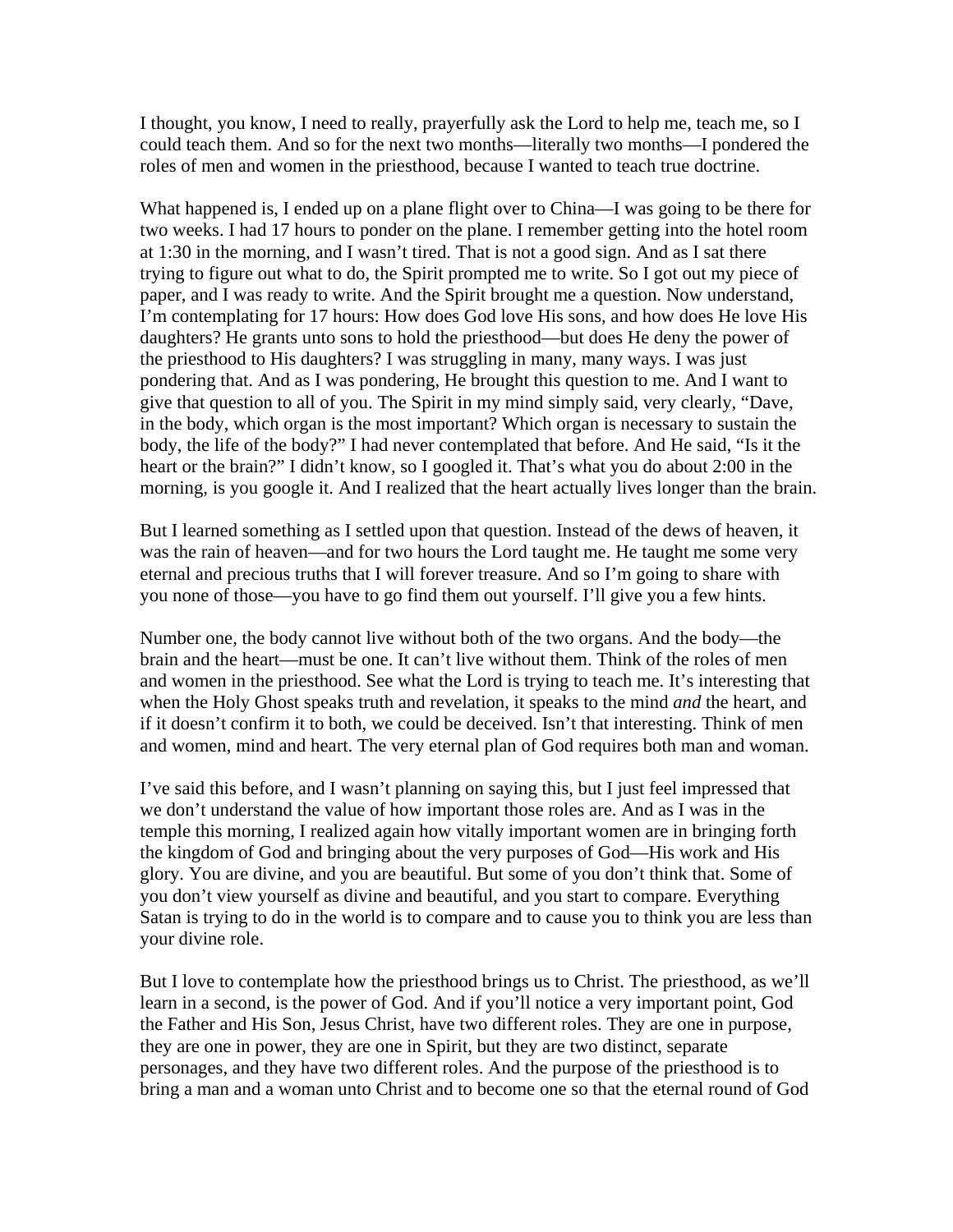I thought, you know, I need to really, prayerfully ask the Lord to help me, teach me, so I could teach them. And so for the next two months—literally two months—I pondered the roles of men and women in the priesthood, because I wanted to teach true doctrine.

What happened is, I ended up on a plane flight over to China—I was going to be there for two weeks. I had 17 hours to ponder on the plane. I remember getting into the hotel room at 1:30 in the morning, and I wasn't tired. That is not a good sign. And as I sat there trying to figure out what to do, the Spirit prompted me to write. So I got out my piece of paper, and I was ready to write. And the Spirit brought me a question. Now understand, I'm contemplating for 17 hours: How does God love His sons, and how does He love His daughters? He grants unto sons to hold the priesthood—but does He deny the power of the priesthood to His daughters? I was struggling in many, many ways. I was just pondering that. And as I was pondering, He brought this question to me. And I want to give that question to all of you. The Spirit in my mind simply said, very clearly, "Dave, in the body, which organ is the most important? Which organ is necessary to sustain the body, the life of the body?" I had never contemplated that before. And He said, "Is it the heart or the brain?" I didn't know, so I googled it. That's what you do about 2:00 in the morning, is you google it. And I realized that the heart actually lives longer than the brain.

But I learned something as I settled upon that question. Instead of the dews of heaven, it was the rain of heaven—and for two hours the Lord taught me. He taught me some very eternal and precious truths that I will forever treasure. And so I'm going to share with you none of those—you have to go find them out yourself. I'll give you a few hints.

Number one, the body cannot live without both of the two organs. And the body—the brain and the heart—must be one. It can't live without them. Think of the roles of men and women in the priesthood. See what the Lord is trying to teach me. It's interesting that when the Holy Ghost speaks truth and revelation, it speaks to the mind *and* the heart, and if it doesn't confirm it to both, we could be deceived. Isn't that interesting. Think of men and women, mind and heart. The very eternal plan of God requires both man and woman.

I've said this before, and I wasn't planning on saying this, but I just feel impressed that we don't understand the value of how important those roles are. And as I was in the temple this morning, I realized again how vitally important women are in bringing forth the kingdom of God and bringing about the very purposes of God—His work and His glory. You are divine, and you are beautiful. But some of you don't think that. Some of you don't view yourself as divine and beautiful, and you start to compare. Everything Satan is trying to do in the world is to compare and to cause you to think you are less than your divine role.

But I love to contemplate how the priesthood brings us to Christ. The priesthood, as we'll learn in a second, is the power of God. And if you'll notice a very important point, God the Father and His Son, Jesus Christ, have two different roles. They are one in purpose, they are one in power, they are one in Spirit, but they are two distinct, separate personages, and they have two different roles. And the purpose of the priesthood is to bring a man and a woman unto Christ and to become one so that the eternal round of God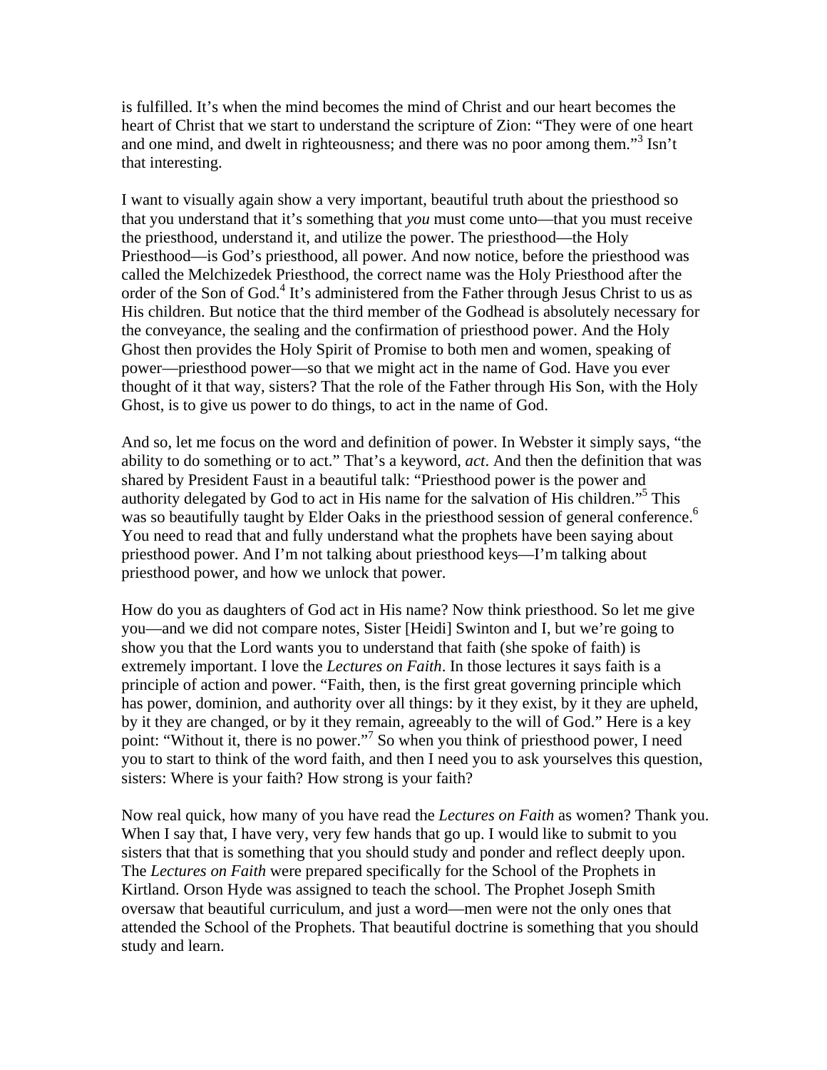is fulfilled. It's when the mind becomes the mind of Christ and our heart becomes the heart of Christ that we start to understand the scripture of Zion: "They were of one heart and one mind, and dwelt in righteousness; and there was no poor among them."[3] Isn't that interesting.

I want to visually again show a very important, beautiful truth about the priesthood so that you understand that it's something that *you* must come unto—that you must receive the priesthood, understand it, and utilize the power. The priesthood—the Holy Priesthood—is God's priesthood, all power. And now notice, before the priesthood was called the Melchizedek Priesthood, the correct name was the Holy Priesthood after the order of the Son of God.[4] It's administered from the Father through Jesus Christ to us as His children. But notice that the third member of the Godhead is absolutely necessary for the conveyance, the sealing and the confirmation of priesthood power. And the Holy Ghost then provides the Holy Spirit of Promise to both men and women, speaking of power—priesthood power—so that we might act in the name of God. Have you ever thought of it that way, sisters? That the role of the Father through His Son, with the Holy Ghost, is to give us power to do things, to act in the name of God.

And so, let me focus on the word and definition of power. In Webster it simply says, "the ability to do something or to act." That's a keyword, *act*. And then the definition that was shared by President Faust in a beautiful talk: "Priesthood power is the power and authority delegated by God to act in His name for the salvation of His children."[5] This was so beautifully taught by Elder Oaks in the priesthood session of general conference.[6] You need to read that and fully understand what the prophets have been saying about priesthood power. And I'm not talking about priesthood keys—I'm talking about priesthood power, and how we unlock that power.

How do you as daughters of God act in His name? Now think priesthood. So let me give you—and we did not compare notes, Sister [Heidi] Swinton and I, but we're going to show you that the Lord wants you to understand that faith (she spoke of faith) is extremely important. I love the *Lectures on Faith*. In those lectures it says faith is a principle of action and power. "Faith, then, is the first great governing principle which has power, dominion, and authority over all things: by it they exist, by it they are upheld, by it they are changed, or by it they remain, agreeably to the will of God." Here is a key point: "Without it, there is no power."[7] So when you think of priesthood power, I need you to start to think of the word faith, and then I need you to ask yourselves this question, sisters: Where is your faith? How strong is your faith?

Now real quick, how many of you have read the *Lectures on Faith* as women? Thank you. When I say that, I have very, very few hands that go up. I would like to submit to you sisters that that is something that you should study and ponder and reflect deeply upon. The *Lectures on Faith* were prepared specifically for the School of the Prophets in Kirtland. Orson Hyde was assigned to teach the school. The Prophet Joseph Smith oversaw that beautiful curriculum, and just a word—men were not the only ones that attended the School of the Prophets. That beautiful doctrine is something that you should study and learn.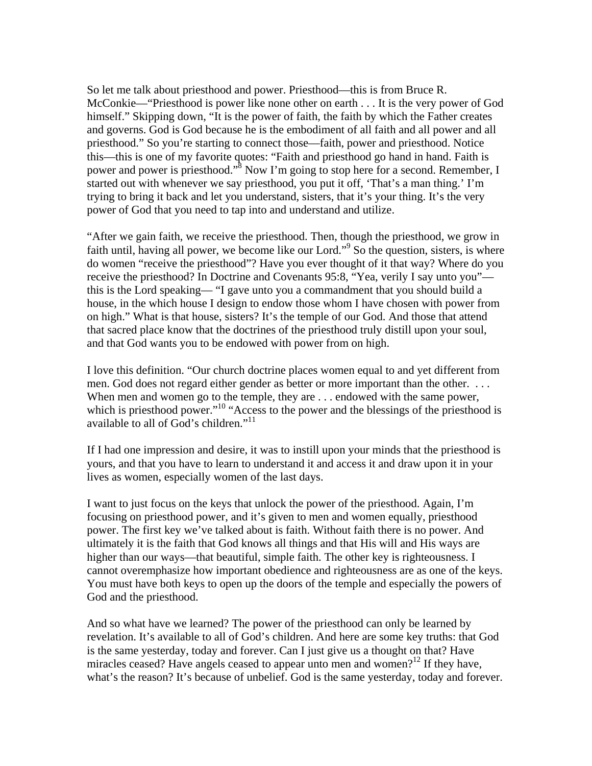So let me talk about priesthood and power. Priesthood—this is from Bruce R. McConkie—"Priesthood is power like none other on earth . . . It is the very power of God himself." Skipping down, "It is the power of faith, the faith by which the Father creates and governs. God is God because he is the embodiment of all faith and all power and all priesthood." So you're starting to connect those—faith, power and priesthood. Notice this—this is one of my favorite quotes: "Faith and priesthood go hand in hand. Faith is power and power is priesthood."[8] Now I'm going to stop here for a second. Remember, I started out with whenever we say priesthood, you put it off, 'That's a man thing.' I'm trying to bring it back and let you understand, sisters, that it's your thing. It's the very power of God that you need to tap into and understand and utilize.

"After we gain faith, we receive the priesthood. Then, though the priesthood, we grow in faith until, having all power, we become like our Lord."[9] So the question, sisters, is where do women "receive the priesthood"? Have you ever thought of it that way? Where do you receive the priesthood? In Doctrine and Covenants 95:8, "Yea, verily I say unto you"—this is the Lord speaking— "I gave unto you a commandment that you should build a house, in the which house I design to endow those whom I have chosen with power from on high." What is that house, sisters? It's the temple of our God. And those that attend that sacred place know that the doctrines of the priesthood truly distill upon your soul, and that God wants you to be endowed with power from on high.

I love this definition. "Our church doctrine places women equal to and yet different from men. God does not regard either gender as better or more important than the other. . . . When men and women go to the temple, they are . . . endowed with the same power, which is priesthood power."[10] "Access to the power and the blessings of the priesthood is available to all of God's children."[11]

If I had one impression and desire, it was to instill upon your minds that the priesthood is yours, and that you have to learn to understand it and access it and draw upon it in your lives as women, especially women of the last days.

I want to just focus on the keys that unlock the power of the priesthood. Again, I'm focusing on priesthood power, and it's given to men and women equally, priesthood power. The first key we've talked about is faith. Without faith there is no power. And ultimately it is the faith that God knows all things and that His will and His ways are higher than our ways—that beautiful, simple faith. The other key is righteousness. I cannot overemphasize how important obedience and righteousness are as one of the keys. You must have both keys to open up the doors of the temple and especially the powers of God and the priesthood.

And so what have we learned? The power of the priesthood can only be learned by revelation. It's available to all of God's children. And here are some key truths: that God is the same yesterday, today and forever. Can I just give us a thought on that? Have miracles ceased? Have angels ceased to appear unto men and women?[12] If they have, what's the reason? It's because of unbelief. God is the same yesterday, today and forever.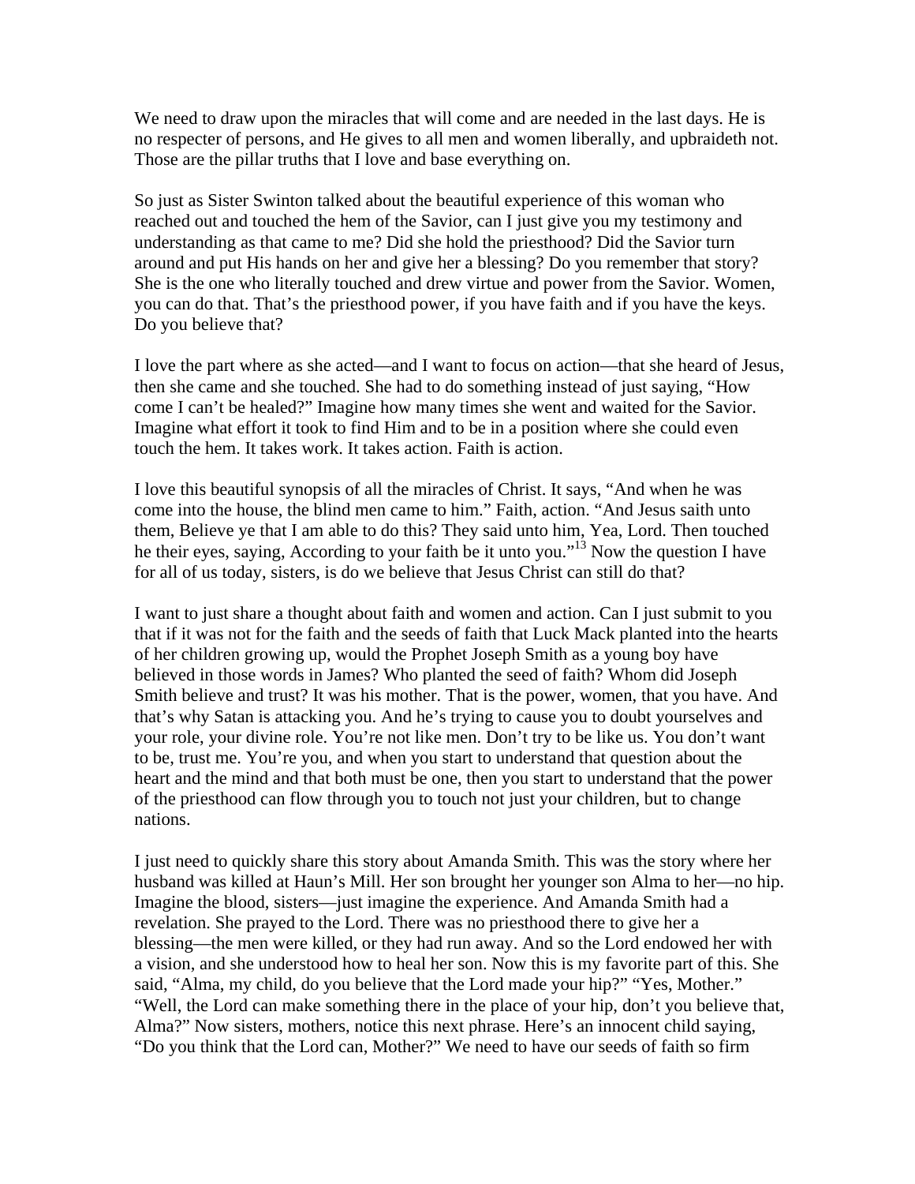We need to draw upon the miracles that will come and are needed in the last days. He is no respecter of persons, and He gives to all men and women liberally, and upbraideth not. Those are the pillar truths that I love and base everything on.

So just as Sister Swinton talked about the beautiful experience of this woman who reached out and touched the hem of the Savior, can I just give you my testimony and understanding as that came to me? Did she hold the priesthood? Did the Savior turn around and put His hands on her and give her a blessing? Do you remember that story? She is the one who literally touched and drew virtue and power from the Savior. Women, you can do that. That's the priesthood power, if you have faith and if you have the keys. Do you believe that?

I love the part where as she acted—and I want to focus on action—that she heard of Jesus, then she came and she touched. She had to do something instead of just saying, "How come I can't be healed?" Imagine how many times she went and waited for the Savior. Imagine what effort it took to find Him and to be in a position where she could even touch the hem. It takes work. It takes action. Faith is action.

I love this beautiful synopsis of all the miracles of Christ. It says, "And when he was come into the house, the blind men came to him." Faith, action. "And Jesus saith unto them, Believe ye that I am able to do this? They said unto him, Yea, Lord. Then touched he their eyes, saying, According to your faith be it unto you."[13] Now the question I have for all of us today, sisters, is do we believe that Jesus Christ can still do that?

I want to just share a thought about faith and women and action. Can I just submit to you that if it was not for the faith and the seeds of faith that Luck Mack planted into the hearts of her children growing up, would the Prophet Joseph Smith as a young boy have believed in those words in James? Who planted the seed of faith? Whom did Joseph Smith believe and trust? It was his mother. That is the power, women, that you have. And that's why Satan is attacking you. And he's trying to cause you to doubt yourselves and your role, your divine role. You're not like men. Don't try to be like us. You don't want to be, trust me. You're you, and when you start to understand that question about the heart and the mind and that both must be one, then you start to understand that the power of the priesthood can flow through you to touch not just your children, but to change nations.

I just need to quickly share this story about Amanda Smith. This was the story where her husband was killed at Haun's Mill. Her son brought her younger son Alma to her—no hip. Imagine the blood, sisters—just imagine the experience. And Amanda Smith had a revelation. She prayed to the Lord. There was no priesthood there to give her a blessing—the men were killed, or they had run away. And so the Lord endowed her with a vision, and she understood how to heal her son. Now this is my favorite part of this. She said, "Alma, my child, do you believe that the Lord made your hip?" "Yes, Mother." "Well, the Lord can make something there in the place of your hip, don't you believe that, Alma?" Now sisters, mothers, notice this next phrase. Here's an innocent child saying, "Do you think that the Lord can, Mother?" We need to have our seeds of faith so firm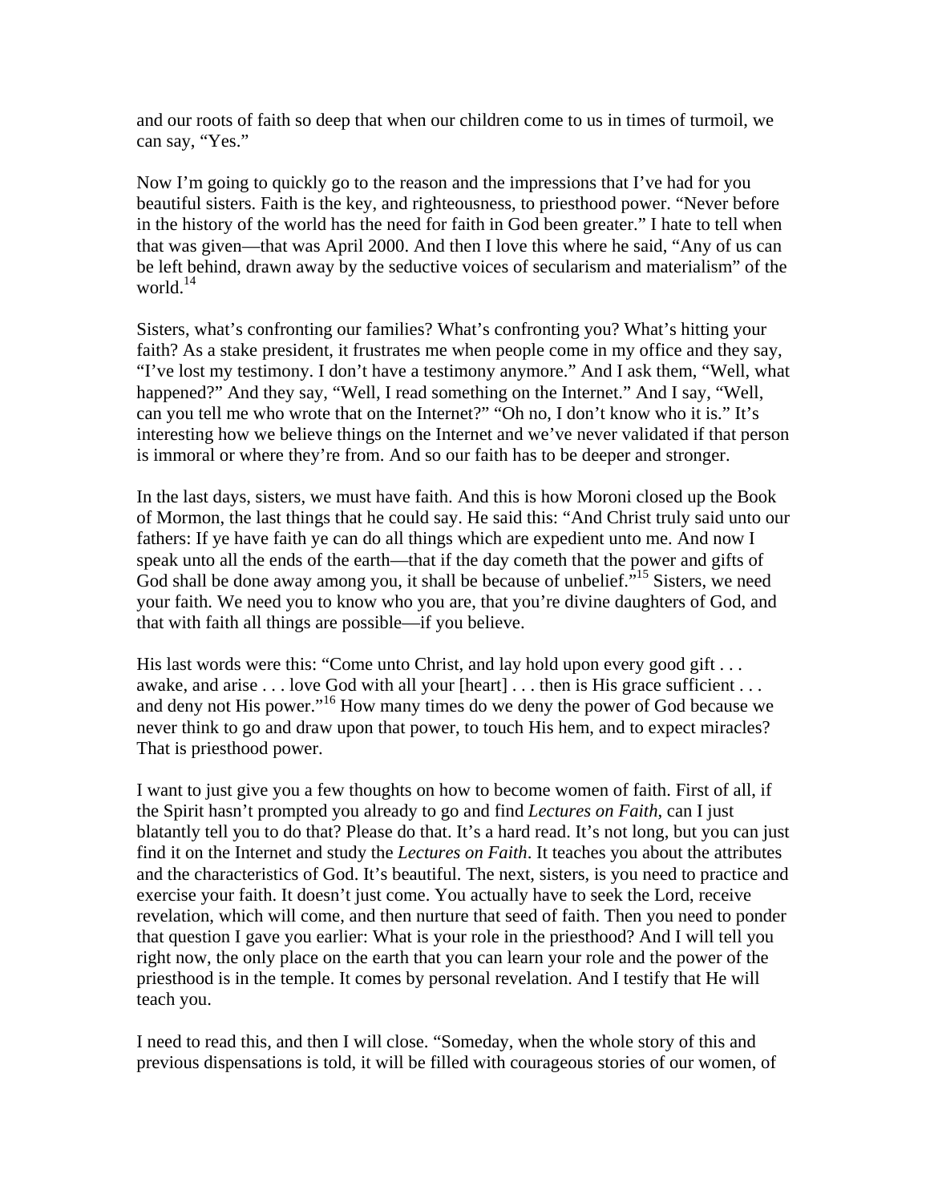and our roots of faith so deep that when our children come to us in times of turmoil, we can say, "Yes."

Now I'm going to quickly go to the reason and the impressions that I've had for you beautiful sisters. Faith is the key, and righteousness, to priesthood power. "Never before in the history of the world has the need for faith in God been greater." I hate to tell when that was given—that was April 2000. And then I love this where he said, "Any of us can be left behind, drawn away by the seductive voices of secularism and materialism" of the world.[14]

Sisters, what's confronting our families? What's confronting you? What's hitting your faith? As a stake president, it frustrates me when people come in my office and they say, "I've lost my testimony. I don't have a testimony anymore." And I ask them, "Well, what happened?" And they say, "Well, I read something on the Internet." And I say, "Well, can you tell me who wrote that on the Internet?" "Oh no, I don't know who it is." It's interesting how we believe things on the Internet and we've never validated if that person is immoral or where they're from. And so our faith has to be deeper and stronger.

In the last days, sisters, we must have faith. And this is how Moroni closed up the Book of Mormon, the last things that he could say. He said this: "And Christ truly said unto our fathers: If ye have faith ye can do all things which are expedient unto me. And now I speak unto all the ends of the earth—that if the day cometh that the power and gifts of God shall be done away among you, it shall be because of unbelief."[15] Sisters, we need your faith. We need you to know who you are, that you're divine daughters of God, and that with faith all things are possible—if you believe.

His last words were this: "Come unto Christ, and lay hold upon every good gift . . . awake, and arise . . . love God with all your [heart] . . . then is His grace sufficient . . . and deny not His power."[16] How many times do we deny the power of God because we never think to go and draw upon that power, to touch His hem, and to expect miracles? That is priesthood power.

I want to just give you a few thoughts on how to become women of faith. First of all, if the Spirit hasn't prompted you already to go and find *Lectures on Faith*, can I just blatantly tell you to do that? Please do that. It's a hard read. It's not long, but you can just find it on the Internet and study the *Lectures on Faith*. It teaches you about the attributes and the characteristics of God. It's beautiful. The next, sisters, is you need to practice and exercise your faith. It doesn't just come. You actually have to seek the Lord, receive revelation, which will come, and then nurture that seed of faith. Then you need to ponder that question I gave you earlier: What is your role in the priesthood? And I will tell you right now, the only place on the earth that you can learn your role and the power of the priesthood is in the temple. It comes by personal revelation. And I testify that He will teach you.

I need to read this, and then I will close. "Someday, when the whole story of this and previous dispensations is told, it will be filled with courageous stories of our women, of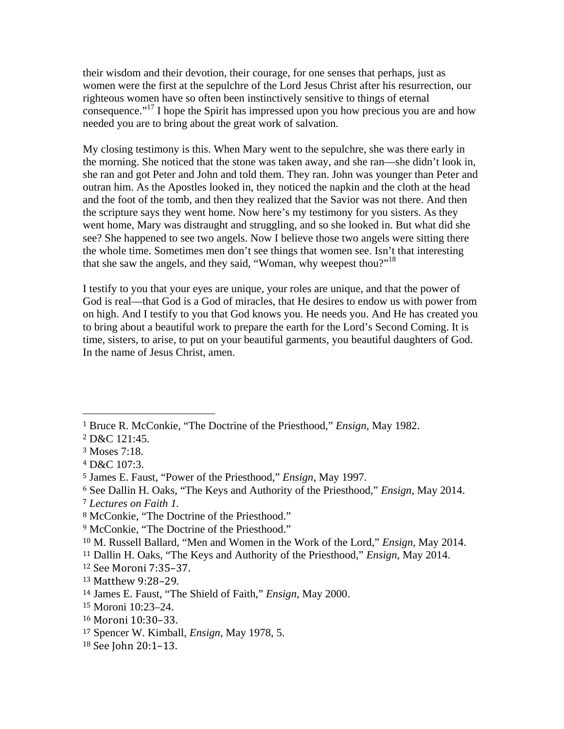their wisdom and their devotion, their courage, for one senses that perhaps, just as women were the first at the sepulchre of the Lord Jesus Christ after his resurrection, our righteous women have so often been instinctively sensitive to things of eternal consequence."[17] I hope the Spirit has impressed upon you how precious you are and how needed you are to bring about the great work of salvation.

My closing testimony is this. When Mary went to the sepulchre, she was there early in the morning. She noticed that the stone was taken away, and she ran—she didn't look in, she ran and got Peter and John and told them. They ran. John was younger than Peter and outran him. As the Apostles looked in, they noticed the napkin and the cloth at the head and the foot of the tomb, and then they realized that the Savior was not there. And then the scripture says they went home. Now here's my testimony for you sisters. As they went home, Mary was distraught and struggling, and so she looked in. But what did she see? She happened to see two angels. Now I believe those two angels were sitting there the whole time. Sometimes men don't see things that women see. Isn't that interesting that she saw the angels, and they said, "Woman, why weepest thou?"[18]

I testify to you that your eyes are unique, your roles are unique, and that the power of God is real—that God is a God of miracles, that He desires to endow us with power from on high. And I testify to you that God knows you. He needs you. And He has created you to bring about a beautiful work to prepare the earth for the Lord's Second Coming. It is time, sisters, to arise, to put on your beautiful garments, you beautiful daughters of God. In the name of Jesus Christ, amen.

---

[1] Bruce R. McConkie, "The Doctrine of the Priesthood," *Ensign*, May 1982.
[2] D&C 121:45.
[3] Moses 7:18.
[4] D&C 107:3.
[5] James E. Faust, "Power of the Priesthood," *Ensign*, May 1997.
[6] See Dallin H. Oaks, "The Keys and Authority of the Priesthood," *Ensign*, May 2014.
[7] *Lectures on Faith 1.*
[8] McConkie, "The Doctrine of the Priesthood."
[9] McConkie, "The Doctrine of the Priesthood."
[10] M. Russell Ballard, "Men and Women in the Work of the Lord," *Ensign*, May 2014.
[11] Dallin H. Oaks, "The Keys and Authority of the Priesthood," *Ensign*, May 2014.
[12] See Moroni 7:35–37.
[13] Matthew 9:28–29.
[14] James E. Faust, "The Shield of Faith," *Ensign*, May 2000.
[15] Moroni 10:23–24.
[16] Moroni 10:30–33.
[17] Spencer W. Kimball, *Ensign*, May 1978, 5.
[18] See John 20:1–13.